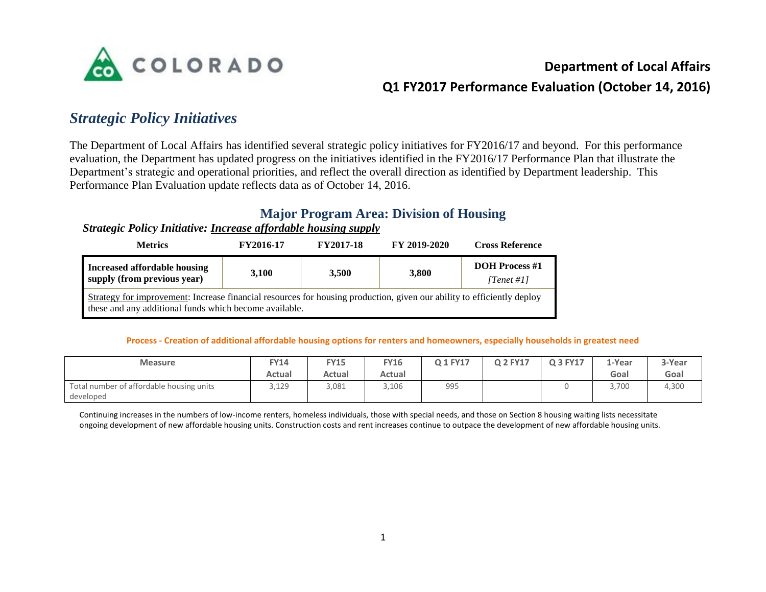COLORADO

**Department of Local Affairs**

**Q1 FY2017 Performance Evaluation (October 14, 2016)**

## *Strategic Policy Initiatives*

The Department of Local Affairs has identified several strategic policy initiatives for FY2016/17 and beyond. For this performance evaluation, the Department has updated progress on the initiatives identified in the FY2016/17 Performance Plan that illustrate the Department's strategic and operational priorities, and reflect the overall direction as identified by Department leadership. This Performance Plan Evaluation update reflects data as of October 14, 2016.

### Major Program Area: Division of Housing

***Strategic Policy Initiative: Increase affordable housing supply***

| Metrics | FY2016-17 | FY2017-18 | FY 2019-2020 | Cross Reference |
|---|---|---|---|---|
| **Increased affordable housing supply (from previous year)** | **3,100** | **3,500** | **3,800** | **DOH Process #1** *[Tenet #1]* |
| Strategy for improvement: Increase financial resources for housing production, given our ability to efficiently deploy these and any additional funds which become available. | | | | |

**Process - Creation of additional affordable housing options for renters and homeowners, especially households in greatest need**

| Measure | FY14 Actual | FY15 Actual | FY16 Actual | Q 1 FY17 | Q 2 FY17 | Q 3 FY17 | 1-Year Goal | 3-Year Goal |
|---|---|---|---|---|---|---|---|---|
| Total number of affordable housing units developed | 3,129 | 3,081 | 3,106 | 995 | | 0 | 3,700 | 4,300 |

Continuing increases in the numbers of low-income renters, homeless individuals, those with special needs, and those on Section 8 housing waiting lists necessitate ongoing development of new affordable housing units. Construction costs and rent increases continue to outpace the development of new affordable housing units.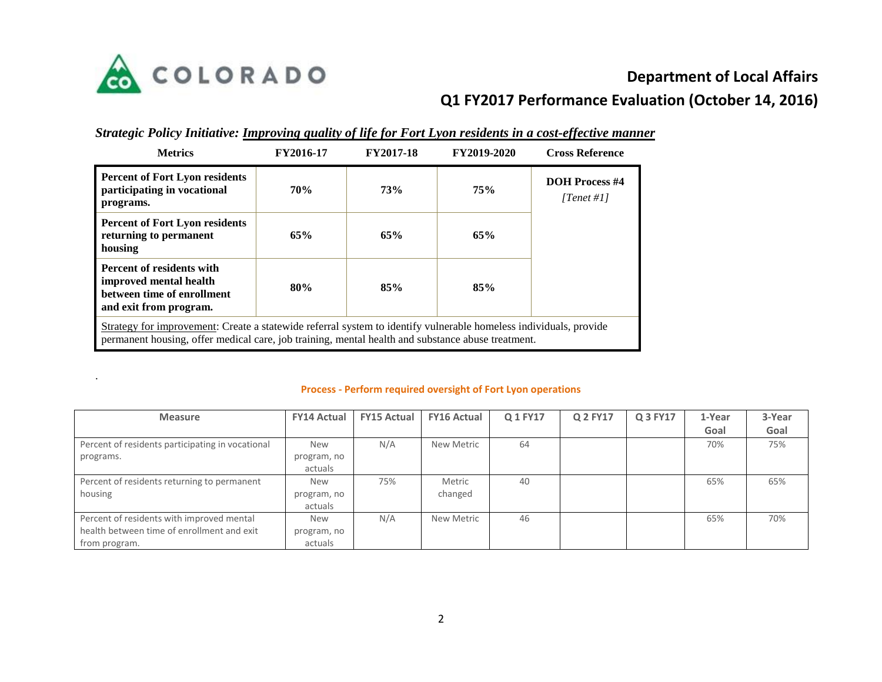**Department of Local Affairs**

**Q1 FY2017 Performance Evaluation (October 14, 2016)**

*Strategic Policy Initiative:* ***Improving quality of life for Fort Lyon residents in a cost-effective manner***

| Metrics | FY2016-17 | FY2017-18 | FY2019-2020 | Cross Reference |
|---|---|---|---|---|
| **Percent of Fort Lyon residents participating in vocational programs.** | **70%** | **73%** | **75%** | **DOH Process #4** *[Tenet #1]* |
| **Percent of Fort Lyon residents returning to permanent housing** | **65%** | **65%** | **65%** | |
| **Percent of residents with improved mental health between time of enrollment and exit from program.** | **80%** | **85%** | **85%** | |

Strategy for improvement: Create a statewide referral system to identify vulnerable homeless individuals, provide permanent housing, offer medical care, job training, mental health and substance abuse treatment.

.

**Process - Perform required oversight of Fort Lyon operations**

| Measure | FY14 Actual | FY15 Actual | FY16 Actual | Q 1 FY17 | Q 2 FY17 | Q 3 FY17 | 1-Year Goal | 3-Year Goal |
|---|---|---|---|---|---|---|---|---|
| Percent of residents participating in vocational programs. | New program, no actuals | N/A | New Metric | 64 | | | 70% | 75% |
| Percent of residents returning to permanent housing | New program, no actuals | 75% | Metric changed | 40 | | | 65% | 65% |
| Percent of residents with improved mental health between time of enrollment and exit from program. | New program, no actuals | N/A | New Metric | 46 | | | 65% | 70% |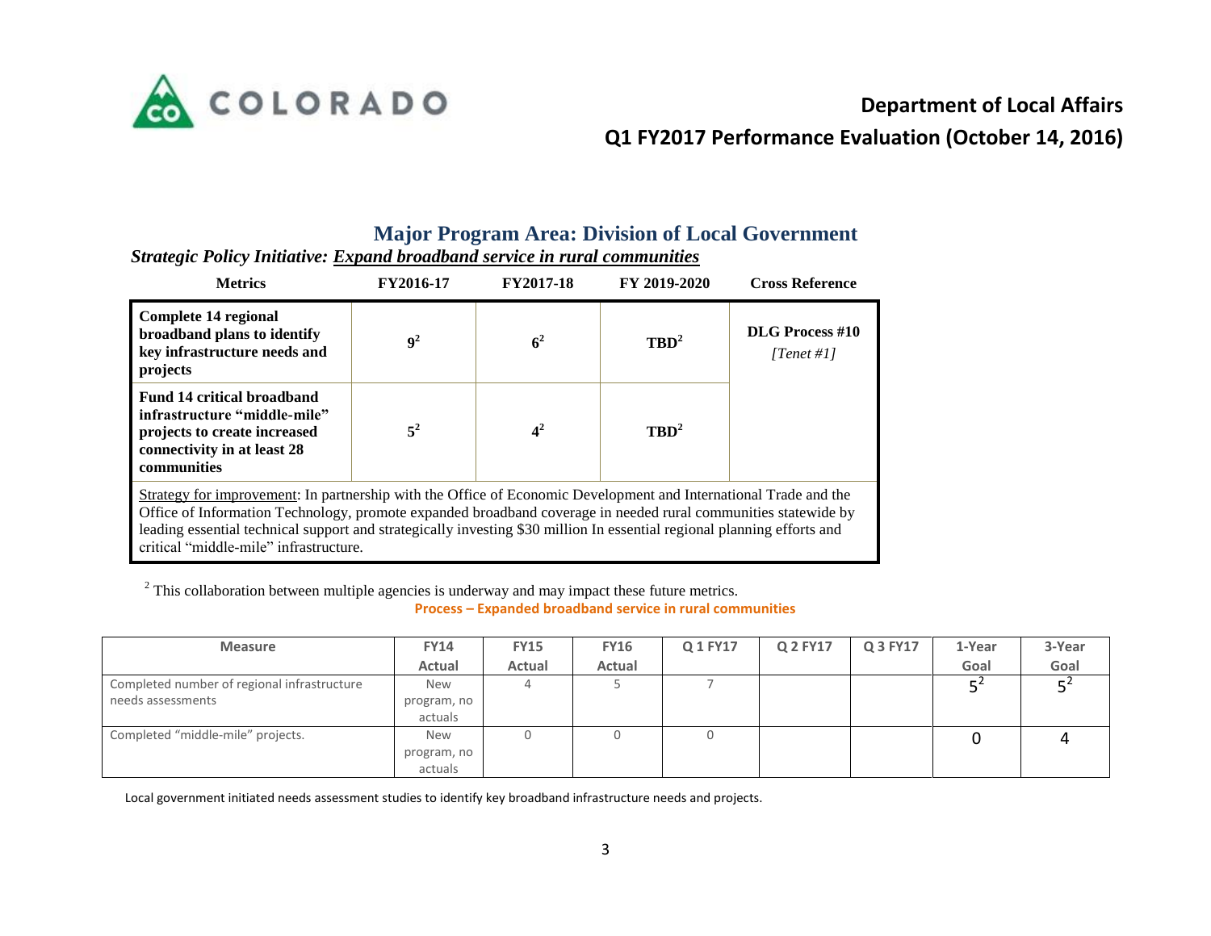## Major Program Area: Division of Local Government

***Strategic Policy Initiative:*** ***Expand broadband service in rural communities***

| Metrics | FY2016-17 | FY2017-18 | FY 2019-2020 | Cross Reference |
|---|---|---|---|---|
| **Complete 14 regional broadband plans to identify key infrastructure needs and projects** | **9**[2] | **6**[2] | **TBD**[2] | **DLG Process #10** *[Tenet #1]* |
| **Fund 14 critical broadband infrastructure "middle-mile" projects to create increased connectivity in at least 28 communities** | **5**[2] | **4**[2] | **TBD**[2] | |

Strategy for improvement: In partnership with the Office of Economic Development and International Trade and the Office of Information Technology, promote expanded broadband coverage in needed rural communities statewide by leading essential technical support and strategically investing $30 million In essential regional planning efforts and critical "middle-mile" infrastructure.

[2] This collaboration between multiple agencies is underway and may impact these future metrics.

**Process – Expanded broadband service in rural communities**

| Measure | FY14 Actual | FY15 Actual | FY16 Actual | Q 1 FY17 | Q 2 FY17 | Q 3 FY17 | 1-Year Goal | 3-Year Goal |
|---|---|---|---|---|---|---|---|---|
| Completed number of regional infrastructure needs assessments | New program, no actuals | 4 | 5 | 7 | | | 5[2] | 5[2] |
| Completed "middle-mile" projects. | New program, no actuals | 0 | 0 | 0 | | | 0 | 4 |

Local government initiated needs assessment studies to identify key broadband infrastructure needs and projects.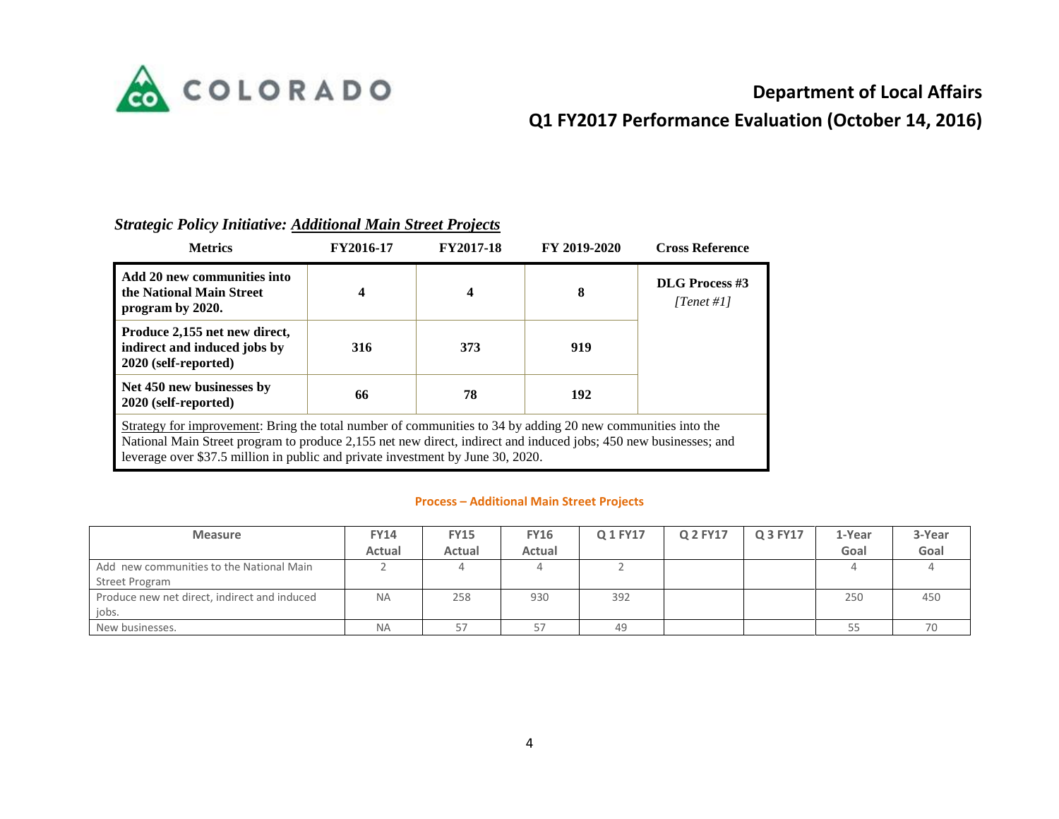# Department of Local Affairs

## Q1 FY2017 Performance Evaluation (October 14, 2016)

### *Strategic Policy Initiative: Additional Main Street Projects*

| Metrics | FY2016-17 | FY2017-18 | FY 2019-2020 | Cross Reference |
|---|---|---|---|---|
| **Add 20 new communities into the National Main Street program by 2020.** | **4** | **4** | **8** | **DLG Process #3** *[Tenet #1]* |
| **Produce 2,155 net new direct, indirect and induced jobs by 2020 (self-reported)** | **316** | **373** | **919** | |
| **Net 450 new businesses by 2020 (self-reported)** | **66** | **78** | **192** | |

Strategy for improvement: Bring the total number of communities to 34 by adding 20 new communities into the National Main Street program to produce 2,155 net new direct, indirect and induced jobs; 450 new businesses; and leverage over $37.5 million in public and private investment by June 30, 2020.

**Process – Additional Main Street Projects**

| Measure | FY14 Actual | FY15 Actual | FY16 Actual | Q 1 FY17 | Q 2 FY17 | Q 3 FY17 | 1-Year Goal | 3-Year Goal |
|---|---|---|---|---|---|---|---|---|
| Add new communities to the National Main Street Program | 2 | 4 | 4 | 2 | | | 4 | 4 |
| Produce new net direct, indirect and induced jobs. | NA | 258 | 930 | 392 | | | 250 | 450 |
| New businesses. | NA | 57 | 57 | 49 | | | 55 | 70 |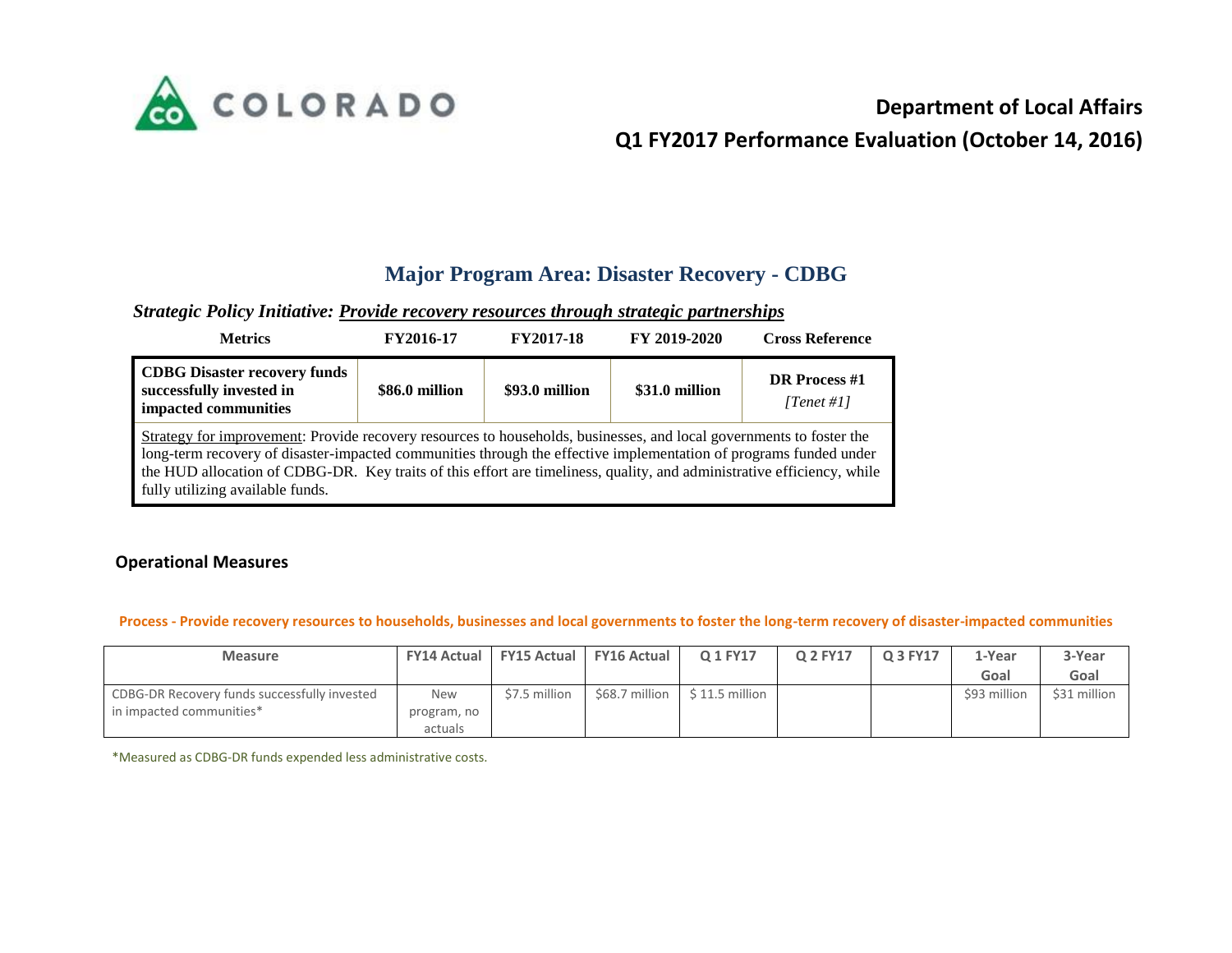COLORADO

**Department of Local Affairs**

**Q1 FY2017 Performance Evaluation (October 14, 2016)**

## Major Program Area: Disaster Recovery - CDBG

### *Strategic Policy Initiative:* *Provide recovery resources through strategic partnerships*

| Metrics | FY2016-17 | FY2017-18 | FY 2019-2020 | Cross Reference |
|---|---|---|---|---|
| **CDBG Disaster recovery funds successfully invested in impacted communities** | **$86.0 million** | **$93.0 million** | **$31.0 million** | **DR Process #1** *[Tenet #1]* |

Strategy for improvement: Provide recovery resources to households, businesses, and local governments to foster the long-term recovery of disaster-impacted communities through the effective implementation of programs funded under the HUD allocation of CDBG-DR. Key traits of this effort are timeliness, quality, and administrative efficiency, while fully utilizing available funds.

### Operational Measures

**Process - Provide recovery resources to households, businesses and local governments to foster the long-term recovery of disaster-impacted communities**

| Measure | FY14 Actual | FY15 Actual | FY16 Actual | Q 1 FY17 | Q 2 FY17 | Q 3 FY17 | 1-Year Goal | 3-Year Goal |
|---|---|---|---|---|---|---|---|---|
| CDBG-DR Recovery funds successfully invested in impacted communities* | New program, no actuals | $7.5 million | $68.7 million | $ 11.5 million | | | $93 million | $31 million |

*Measured as CDBG-DR funds expended less administrative costs.